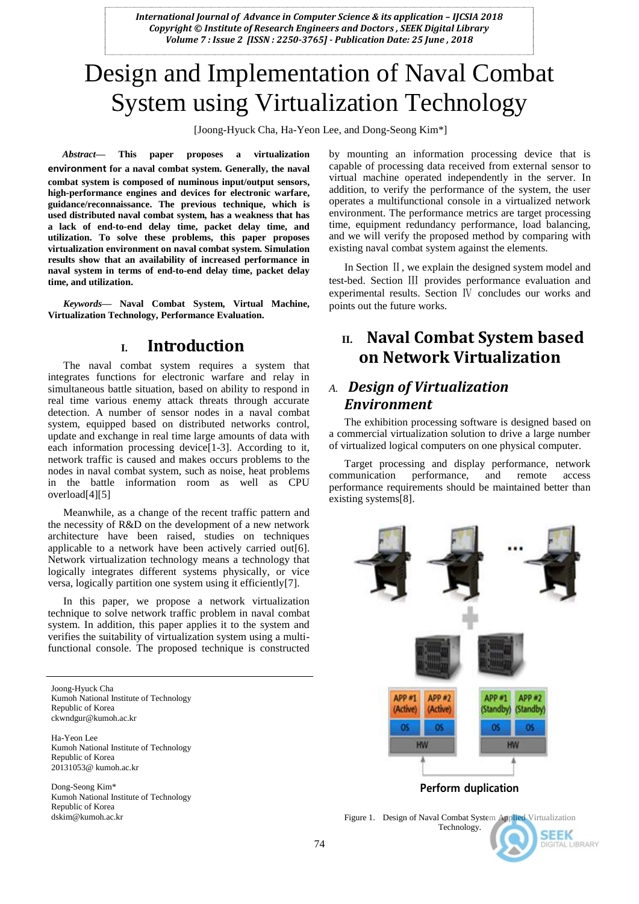# Design and Implementation of Naval Combat System using Virtualization Technology

[Joong-Hyuck Cha, Ha-Yeon Lee, and Dong-Seong Kim*]

***Abstract*— This paper proposes a virtualization environment for a naval combat system. Generally, the naval combat system is composed of numinous input/output sensors, high-performance engines and devices for electronic warfare, guidance/reconnaissance. The previous technique, which is used distributed naval combat system, has a weakness that has a lack of end-to-end delay time, packet delay time, and utilization. To solve these problems, this paper proposes virtualization environment on naval combat system. Simulation results show that an availability of increased performance in naval system in terms of end-to-end delay time, packet delay time, and utilization.**

***Keywords*— Naval Combat System, Virtual Machine, Virtualization Technology, Performance Evaluation.**

## I. Introduction

The naval combat system requires a system that integrates functions for electronic warfare and relay in simultaneous battle situation, based on ability to respond in real time various enemy attack threats through accurate detection. A number of sensor nodes in a naval combat system, equipped based on distributed networks control, update and exchange in real time large amounts of data with each information processing device[1-3]. According to it, network traffic is caused and makes occurs problems to the nodes in naval combat system, such as noise, heat problems in the battle information room as well as CPU overload[4][5]

Meanwhile, as a change of the recent traffic pattern and the necessity of R&D on the development of a new network architecture have been raised, studies on techniques applicable to a network have been actively carried out[6]. Network virtualization technology means a technology that logically integrates different systems physically, or vice versa, logically partition one system using it efficiently[7].

In this paper, we propose a network virtualization technique to solve network traffic problem in naval combat system. In addition, this paper applies it to the system and verifies the suitability of virtualization system using a multi-functional console. The proposed technique is constructed by mounting an information processing device that is capable of processing data received from external sensor to virtual machine operated independently in the server. In addition, to verify the performance of the system, the user operates a multifunctional console in a virtualized network environment. The performance metrics are target processing time, equipment redundancy performance, load balancing, and we will verify the proposed method by comparing with existing naval combat system against the elements.

In Section Ⅱ, we explain the designed system model and test-bed. Section Ⅲ provides performance evaluation and experimental results. Section Ⅳ concludes our works and points out the future works.

Joong-Hyuck Cha
Kumoh National Institute of Technology
Republic of Korea
ckwndgur@kumoh.ac.kr

Ha-Yeon Lee
Kumoh National Institute of Technology
Republic of Korea
20131053@ kumoh.ac.kr

Dong-Seong Kim*
Kumoh National Institute of Technology
Republic of Korea
dskim@kumoh.ac.kr

## II. Naval Combat System based on Network Virtualization

### *A. Design of Virtualization Environment*

The exhibition processing software is designed based on a commercial virtualization solution to drive a large number of virtualized logical computers on one physical computer.

Target processing and display performance, network communication performance, and remote access performance requirements should be maintained better than existing systems[8].

APP #1 (Active) | APP #2 (Active) | APP #1 (Standby) | APP #2 (Standby)
OS | OS | OS | OS
HW | HW

Perform duplication

Figure 1. Design of Naval Combat System Applied Virtualization Technology.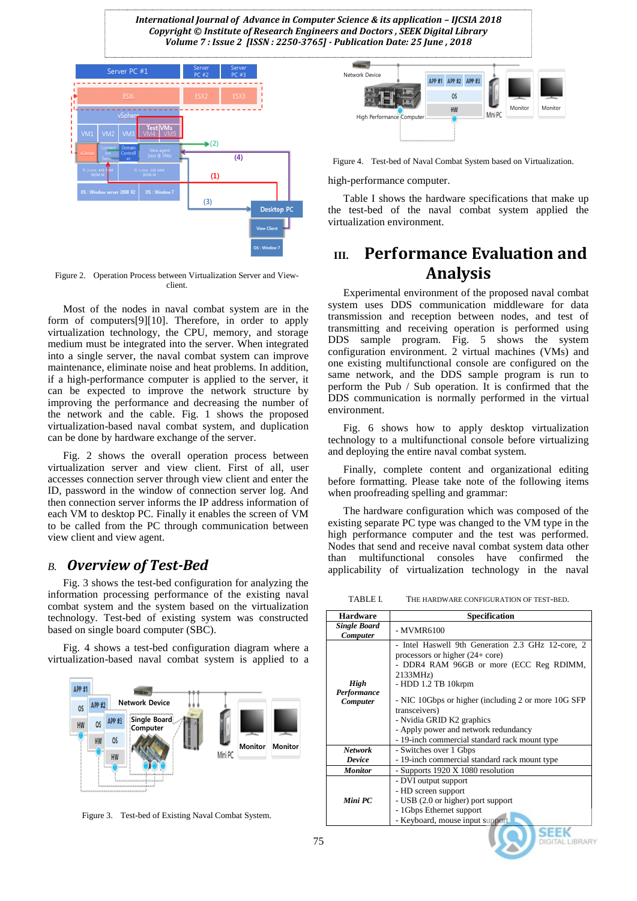Figure 2. Operation Process between Virtualization Server and View-client.

Most of the nodes in naval combat system are in the form of computers[9][10]. Therefore, in order to apply virtualization technology, the CPU, memory, and storage medium must be integrated into the server. When integrated into a single server, the naval combat system can improve maintenance, eliminate noise and heat problems. In addition, if a high-performance computer is applied to the server, it can be expected to improve the network structure by improving the performance and decreasing the number of the network and the cable. Fig. 1 shows the proposed virtualization-based naval combat system, and duplication can be done by hardware exchange of the server.

Fig. 2 shows the overall operation process between virtualization server and view client. First of all, user accesses connection server through view client and enter the ID, password in the window of connection server log. And then connection server informs the IP address information of each VM to desktop PC. Finally it enables the screen of VM to be called from the PC through communication between view client and view agent.

### B. *Overview of Test-Bed*

Fig. 3 shows the test-bed configuration for analyzing the information processing performance of the existing naval combat system and the system based on the virtualization technology. Test-bed of existing system was constructed based on single board computer (SBC).

Fig. 4 shows a test-bed configuration diagram where a virtualization-based naval combat system is applied to a

Figure 3. Test-bed of Existing Naval Combat System.

Figure 4. Test-bed of Naval Combat System based on Virtualization.

high-performance computer.

Table I shows the hardware specifications that make up the test-bed of the naval combat system applied the virtualization environment.

## III. Performance Evaluation and Analysis

Experimental environment of the proposed naval combat system uses DDS communication middleware for data transmission and reception between nodes, and test of transmitting and receiving operation is performed using DDS sample program. Fig. 5 shows the system configuration environment. 2 virtual machines (VMs) and one existing multifunctional console are configured on the same network, and the DDS sample program is used to perform the Pub / Sub operation. It is confirmed that the DDS communication is normally performed in the virtual environment.

Fig. 6 shows how to apply desktop virtualization technology to a multifunctional console before virtualizing and deploying the entire naval combat system.

Finally, complete content and organizational editing before formatting. Please take note of the following items when proofreading spelling and grammar:

The hardware configuration which was composed of the existing separate PC type was changed to the VM type in the high performance computer and the test was performed. Nodes that send and receive naval combat system data other than multifunctional consoles have confirmed the applicability of virtualization technology in the naval

TABLE I. THE HARDWARE CONFIGURATION OF TEST-BED.

| Hardware | Specification |
|---|---|
| *Single Board Computer* | - MVMR6100 |
| *High Performance Computer* | - Intel Haswell 9th Generation 2.3 GHz 12-core, 2 processors or higher (24+ core)<br>- DDR4 RAM 96GB or more (ECC Reg RDIMM, 2133MHz)<br>- HDD 1.2 TB 10krpm<br>- NIC 10Gbps or higher (including 2 or more 10G SFP transceivers)<br>- Nvidia GRID K2 graphics<br>- Apply power and network redundancy<br>- 19-inch commercial standard rack mount type |
| *Network Device* | - Switches over 1 Gbps<br>- 19-inch commercial standard rack mount type |
| *Monitor* | - Supports 1920 X 1080 resolution |
| *Mini PC* | - DVI output support<br>- HD screen support<br>- USB (2.0 or higher) port support<br>- 1Gbps Ethernet support<br>- Keyboard, mouse input support |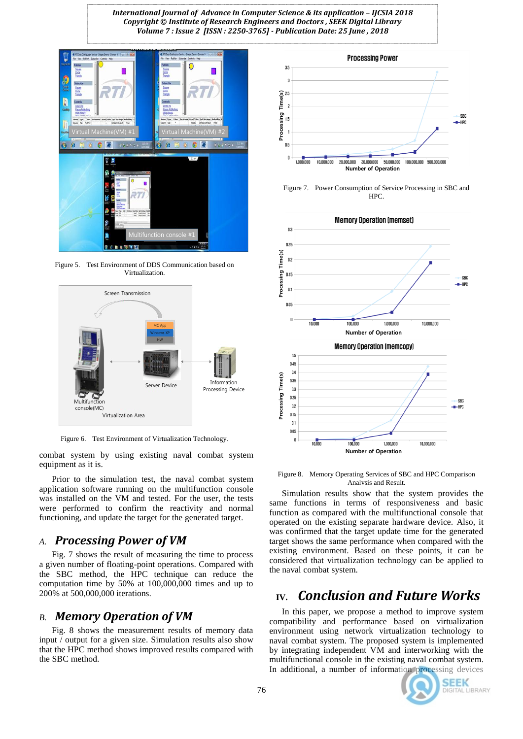Figure 5. Test Environment of DDS Communication based on Virtualization.

Figure 6. Test Environment of Virtualization Technology.

combat system by using existing naval combat system equipment as it is.

Prior to the simulation test, the naval combat system application software running on the multifunction console was installed on the VM and tested. For the user, the tests were performed to confirm the reactivity and normal functioning, and update the target for the generated target.

### A. *Processing Power of VM*

Fig. 7 shows the result of measuring the time to process a given number of floating-point operations. Compared with the SBC method, the HPC technique can reduce the computation time by 50% at 100,000,000 times and up to 200% at 500,000,000 iterations.

### B. *Memory Operation of VM*

Fig. 8 shows the measurement results of memory data input / output for a given size. Simulation results also show that the HPC method shows improved results compared with the SBC method.

Figure 7. Power Consumption of Service Processing in SBC and HPC.

Figure 8. Memory Operating Services of SBC and HPC Comparison Analysis and Result.

Simulation results show that the system provides the same functions in terms of responsiveness and basic function as compared with the multifunctional console that operated on the existing separate hardware device. Also, it was confirmed that the target update time for the generated target shows the same performance when compared with the existing environment. Based on these points, it can be considered that virtualization technology can be applied to the naval combat system.

## IV. *Conclusion and Future Works*

In this paper, we propose a method to improve system compatibility and performance based on virtualization environment using network virtualization technology to naval combat system. The proposed system is implemented by integrating independent VM and interworking with the multifunctional console in the existing naval combat system. In additional, a number of information processing devices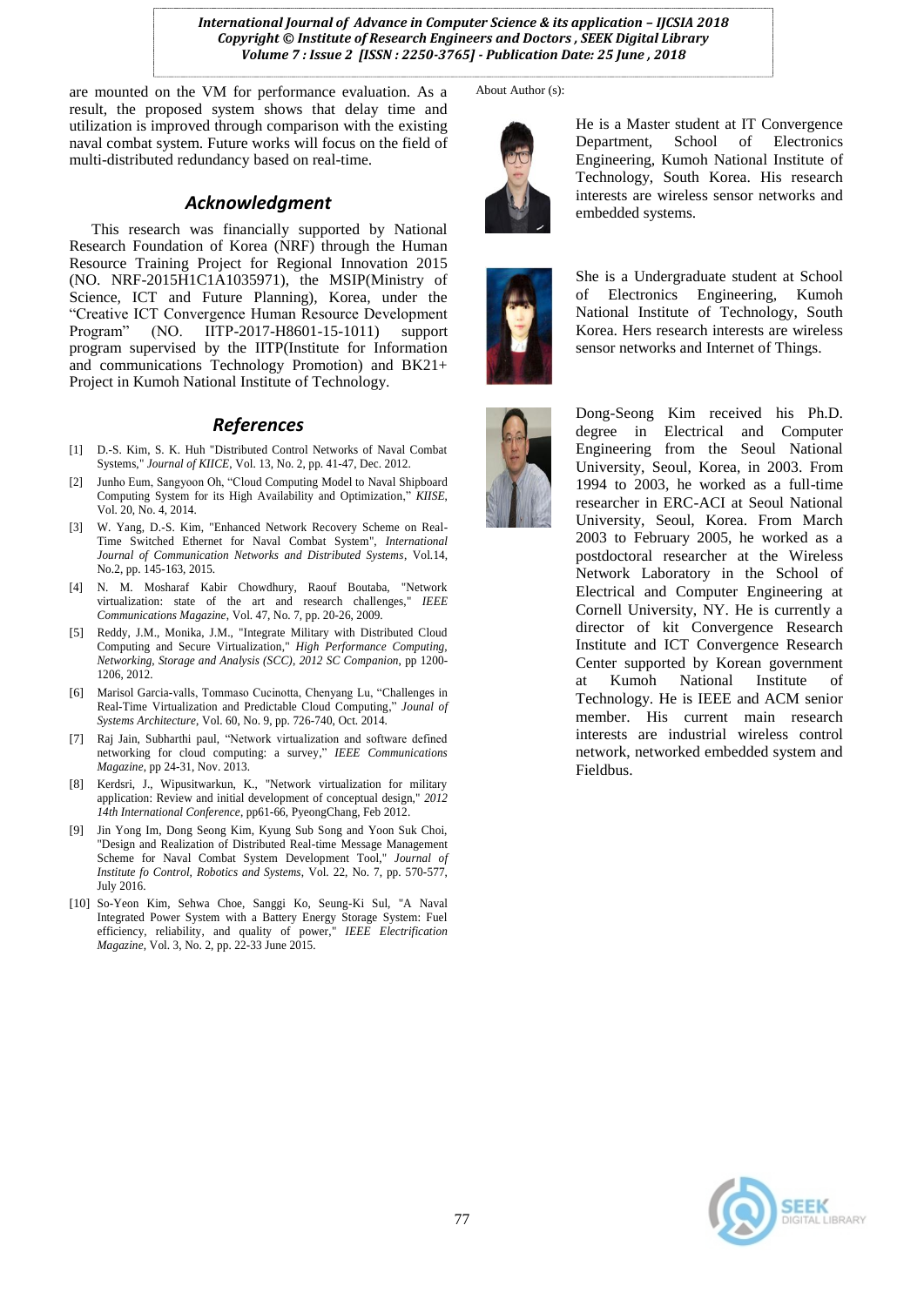are mounted on the VM for performance evaluation. As a result, the proposed system shows that delay time and utilization is improved through comparison with the existing naval combat system. Future works will focus on the field of multi-distributed redundancy based on real-time.

## Acknowledgment

This research was financially supported by National Research Foundation of Korea (NRF) through the Human Resource Training Project for Regional Innovation 2015 (NO. NRF-2015H1C1A1035971), the MSIP(Ministry of Science, ICT and Future Planning), Korea, under the "Creative ICT Convergence Human Resource Development Program" (NO. IITP-2017-H8601-15-1011) support program supervised by the IITP(Institute for Information and communications Technology Promotion) and BK21+ Project in Kumoh National Institute of Technology.

## References

[1] D.-S. Kim, S. K. Huh "Distributed Control Networks of Naval Combat Systems," *Journal of KIICE*, Vol. 13, No. 2, pp. 41-47, Dec. 2012.

[2] Junho Eum, Sangyoon Oh, "Cloud Computing Model to Naval Shipboard Computing System for its High Availability and Optimization," *KIISE*, Vol. 20, No. 4, 2014.

[3] W. Yang, D.-S. Kim, "Enhanced Network Recovery Scheme on Real-Time Switched Ethernet for Naval Combat System", *International Journal of Communication Networks and Distributed Systems*, Vol.14, No.2, pp. 145-163, 2015.

[4] N. M. Mosharaf Kabir Chowdhury, Raouf Boutaba, "Network virtualization: state of the art and research challenges," *IEEE Communications Magazine*, Vol. 47, No. 7, pp. 20-26, 2009.

[5] Reddy, J.M., Monika, J.M., "Integrate Military with Distributed Cloud Computing and Secure Virtualization," *High Performance Computing, Networking, Storage and Analysis (SCC), 2012 SC Companion*, pp 1200-1206, 2012.

[6] Marisol Garcia-valls, Tommaso Cucinotta, Chenyang Lu, "Challenges in Real-Time Virtualization and Predictable Cloud Computing," *Jounal of Systems Architecture*, Vol. 60, No. 9, pp. 726-740, Oct. 2014.

[7] Raj Jain, Subharthi paul, "Network virtualization and software defined networking for cloud computing: a survey," *IEEE Communications Magazine*, pp 24-31, Nov. 2013.

[8] Kerdsri, J., Wipusitwarkun, K., "Network virtualization for military application: Review and initial development of conceptual design," *2012 14th International Conference*, pp61-66, PyeongChang, Feb 2012.

[9] Jin Yong Im, Dong Seong Kim, Kyung Sub Song and Yoon Suk Choi, "Design and Realization of Distributed Real-time Message Management Scheme for Naval Combat System Development Tool," *Journal of Institute fo Control, Robotics and Systems*, Vol. 22, No. 7, pp. 570-577, July 2016.

[10] So-Yeon Kim, Sehwa Choe, Sanggi Ko, Seung-Ki Sul, "A Naval Integrated Power System with a Battery Energy Storage System: Fuel efficiency, reliability, and quality of power," *IEEE Electrification Magazine*, Vol. 3, No. 2, pp. 22-33 June 2015.

About Author (s):

He is a Master student at IT Convergence Department, School of Electronics Engineering, Kumoh National Institute of Technology, South Korea. His research interests are wireless sensor networks and embedded systems.

She is a Undergraduate student at School of Electronics Engineering, Kumoh National Institute of Technology, South Korea. Hers research interests are wireless sensor networks and Internet of Things.

Dong-Seong Kim received his Ph.D. degree in Electrical and Computer Engineering from the Seoul National University, Seoul, Korea, in 2003. From 1994 to 2003, he worked as a full-time researcher in ERC-ACI at Seoul National University, Seoul, Korea. From March 2003 to February 2005, he worked as a postdoctoral researcher at the Wireless Network Laboratory in the School of Electrical and Computer Engineering at Cornell University, NY. He is currently a director of kit Convergence Research Institute and ICT Convergence Research Center supported by Korean government at Kumoh National Institute of Technology. He is IEEE and ACM senior member. His current main research interests are industrial wireless control network, networked embedded system and Fieldbus.